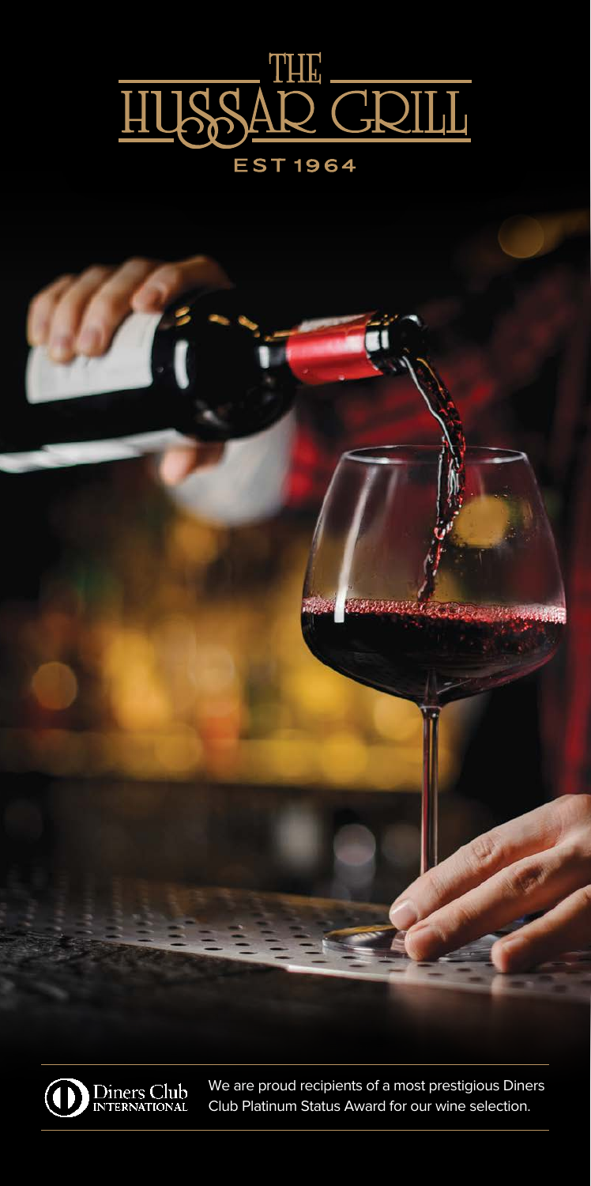# THE HUSSAR GRILL

EST 1964

Diners Club INTERNATIONAL

We are proud recipients of a most prestigious Diners Club Platinum Status Award for our wine selection.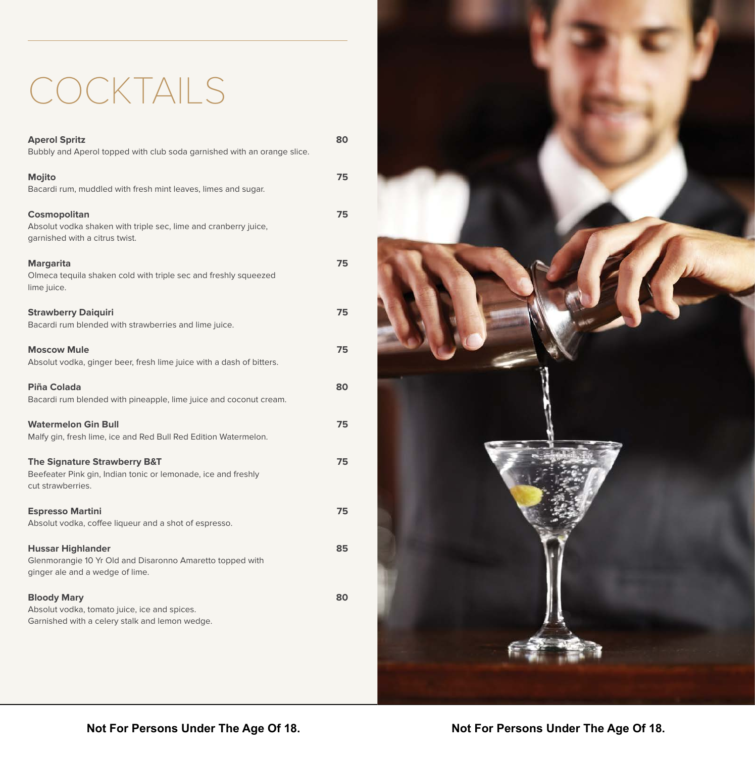# COCKTAILS

**Aperol Spritz** **80**
Bubbly and Aperol topped with club soda garnished with an orange slice.

**Mojito** **75**
Bacardi rum, muddled with fresh mint leaves, limes and sugar.

**Cosmopolitan** **75**
Absolut vodka shaken with triple sec, lime and cranberry juice, garnished with a citrus twist.

**Margarita** **75**
Olmeca tequila shaken cold with triple sec and freshly squeezed lime juice.

**Strawberry Daiquiri** **75**
Bacardi rum blended with strawberries and lime juice.

**Moscow Mule** **75**
Absolut vodka, ginger beer, fresh lime juice with a dash of bitters.

**Piña Colada** **80**
Bacardi rum blended with pineapple, lime juice and coconut cream.

**Watermelon Gin Bull** **75**
Malfy gin, fresh lime, ice and Red Bull Red Edition Watermelon.

**The Signature Strawberry B&T** **75**
Beefeater Pink gin, Indian tonic or lemonade, ice and freshly cut strawberries.

**Espresso Martini** **75**
Absolut vodka, coffee liqueur and a shot of espresso.

**Hussar Highlander** **85**
Glenmorangie 10 Yr Old and Disaronno Amaretto topped with ginger ale and a wedge of lime.

**Bloody Mary** **80**
Absolut vodka, tomato juice, ice and spices.
Garnished with a celery stalk and lemon wedge.

**Not For Persons Under The Age Of 18.**

**Not For Persons Under The Age Of 18.**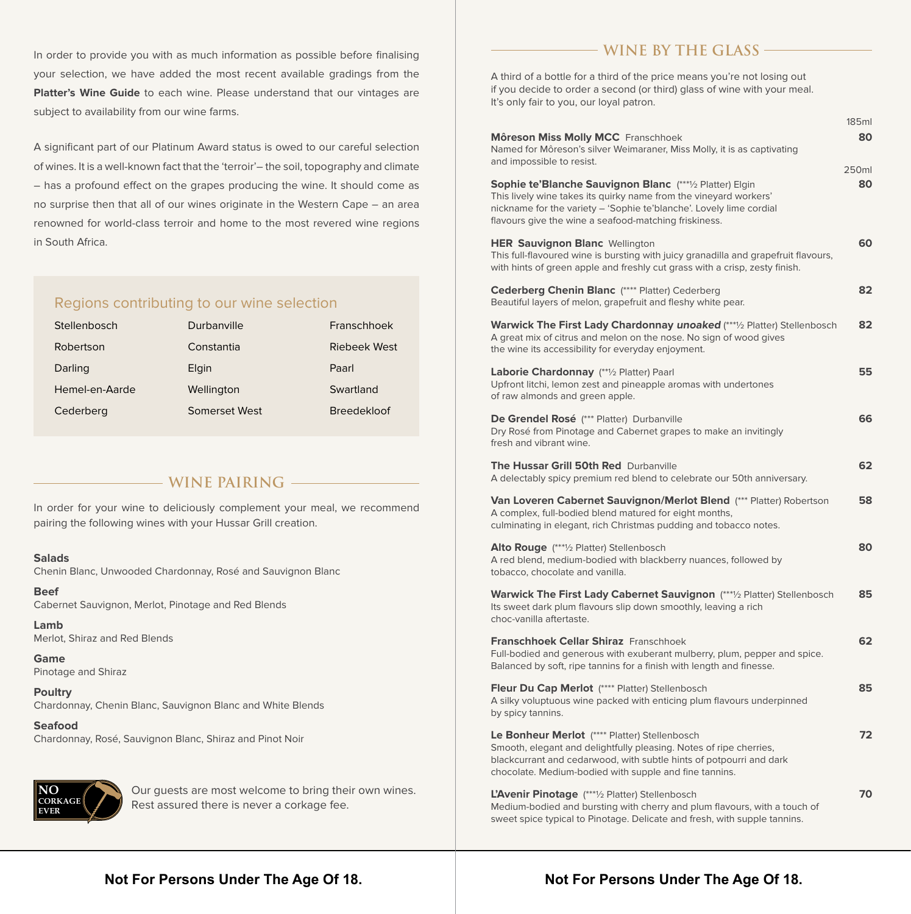In order to provide you with as much information as possible before finalising your selection, we have added the most recent available gradings from the **Platter's Wine Guide** to each wine. Please understand that our vintages are subject to availability from our wine farms.

A significant part of our Platinum Award status is owed to our careful selection of wines. It is a well-known fact that the 'terroir'– the soil, topography and climate – has a profound effect on the grapes producing the wine. It should come as no surprise then that all of our wines originate in the Western Cape – an area renowned for world-class terroir and home to the most revered wine regions in South Africa.

### Regions contributing to our wine selection

| | | |
|---|---|---|
| Stellenbosch | Durbanville | Franschhoek |
| Robertson | Constantia | Riebeek West |
| Darling | Elgin | Paarl |
| Hemel-en-Aarde | Wellington | Swartland |
| Cederberg | Somerset West | Breedekloof |

## WINE PAIRING

In order for your wine to deliciously complement your meal, we recommend pairing the following wines with your Hussar Grill creation.

**Salads**
Chenin Blanc, Unwooded Chardonnay, Rosé and Sauvignon Blanc

**Beef**
Cabernet Sauvignon, Merlot, Pinotage and Red Blends

**Lamb**
Merlot, Shiraz and Red Blends

**Game**
Pinotage and Shiraz

**Poultry**
Chardonnay, Chenin Blanc, Sauvignon Blanc and White Blends

**Seafood**
Chardonnay, Rosé, Sauvignon Blanc, Shiraz and Pinot Noir

NO CORKAGE EVER

Our guests are most welcome to bring their own wines. Rest assured there is never a corkage fee.

## WINE BY THE GLASS

A third of a bottle for a third of the price means you're not losing out if you decide to order a second (or third) glass of wine with your meal. It's only fair to you, our loyal patron.

185ml

**Môreson Miss Molly MCC** Franschhoek — **80**
Named for Môreson's silver Weimaraner, Miss Molly, it is as captivating and impossible to resist.

250ml

**Sophie te'Blanche Sauvignon Blanc** (***½ Platter) Elgin — **80**
This lively wine takes its quirky name from the vineyard workers' nickname for the variety – 'Sophie te'blanche'. Lovely lime cordial flavours give the wine a seafood-matching friskiness.

**HER Sauvignon Blanc** Wellington — **60**
This full-flavoured wine is bursting with juicy granadilla and grapefruit flavours, with hints of green apple and freshly cut grass with a crisp, zesty finish.

**Cederberg Chenin Blanc** (**** Platter) Cederberg — **82**
Beautiful layers of melon, grapefruit and fleshy white pear.

**Warwick The First Lady Chardonnay *unoaked*** (***½ Platter) Stellenbosch — **82**
A great mix of citrus and melon on the nose. No sign of wood gives the wine its accessibility for everyday enjoyment.

**Laborie Chardonnay** (**½ Platter) Paarl — **55**
Upfront litchi, lemon zest and pineapple aromas with undertones of raw almonds and green apple.

**De Grendel Rosé** (*** Platter) Durbanville — **66**
Dry Rosé from Pinotage and Cabernet grapes to make an invitingly fresh and vibrant wine.

**The Hussar Grill 50th Red** Durbanville — **62**
A delectably spicy premium red blend to celebrate our 50th anniversary.

**Van Loveren Cabernet Sauvignon/Merlot Blend** (*** Platter) Robertson — **58**
A complex, full-bodied blend matured for eight months, culminating in elegant, rich Christmas pudding and tobacco notes.

**Alto Rouge** (***½ Platter) Stellenbosch — **80**
A red blend, medium-bodied with blackberry nuances, followed by tobacco, chocolate and vanilla.

**Warwick The First Lady Cabernet Sauvignon** (***½ Platter) Stellenbosch — **85**
Its sweet dark plum flavours slip down smoothly, leaving a rich choc-vanilla aftertaste.

**Franschhoek Cellar Shiraz** Franschhoek — **62**
Full-bodied and generous with exuberant mulberry, plum, pepper and spice. Balanced by soft, ripe tannins for a finish with length and finesse.

**Fleur Du Cap Merlot** (**** Platter) Stellenbosch — **85**
A silky voluptuous wine packed with enticing plum flavours underpinned by spicy tannins.

**Le Bonheur Merlot** (**** Platter) Stellenbosch — **72**
Smooth, elegant and delightfully pleasing. Notes of ripe cherries, blackcurrant and cedarwood, with subtle hints of potpourri and dark chocolate. Medium-bodied with supple and fine tannins.

**L'Avenir Pinotage** (***½ Platter) Stellenbosch — **70**
Medium-bodied and bursting with cherry and plum flavours, with a touch of sweet spice typical to Pinotage. Delicate and fresh, with supple tannins.

**Not For Persons Under The Age Of 18.**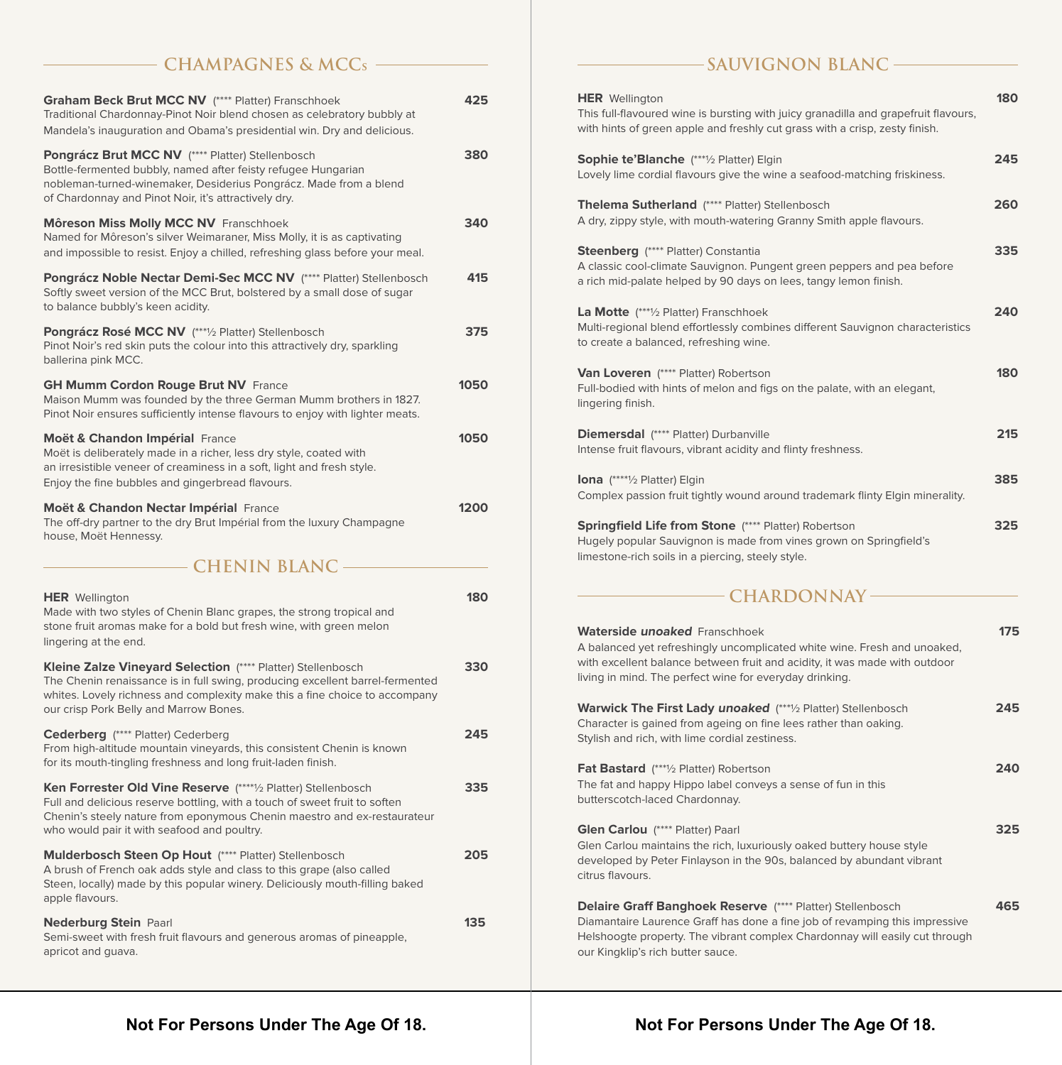## CHAMPAGNES & MCCs

**Graham Beck Brut MCC NV** (**** Platter) Franschhoek — **425**
Traditional Chardonnay-Pinot Noir blend chosen as celebratory bubbly at Mandela's inauguration and Obama's presidential win. Dry and delicious.

**Pongrácz Brut MCC NV** (**** Platter) Stellenbosch — **380**
Bottle-fermented bubbly, named after feisty refugee Hungarian nobleman-turned-winemaker, Desiderius Pongrácz. Made from a blend of Chardonnay and Pinot Noir, it's attractively dry.

**Môreson Miss Molly MCC NV** Franschhoek — **340**
Named for Môreson's silver Weimaraner, Miss Molly, it is as captivating and impossible to resist. Enjoy a chilled, refreshing glass before your meal.

**Pongrácz Noble Nectar Demi-Sec MCC NV** (**** Platter) Stellenbosch — **415**
Softly sweet version of the MCC Brut, bolstered by a small dose of sugar to balance bubbly's keen acidity.

**Pongrácz Rosé MCC NV** (***½ Platter) Stellenbosch — **375**
Pinot Noir's red skin puts the colour into this attractively dry, sparkling ballerina pink MCC.

**GH Mumm Cordon Rouge Brut NV** France — **1050**
Maison Mumm was founded by the three German Mumm brothers in 1827. Pinot Noir ensures sufficiently intense flavours to enjoy with lighter meats.

**Moët & Chandon Impérial** France — **1050**
Moët is deliberately made in a richer, less dry style, coated with an irresistible veneer of creaminess in a soft, light and fresh style. Enjoy the fine bubbles and gingerbread flavours.

**Moët & Chandon Nectar Impérial** France — **1200**
The off-dry partner to the dry Brut Impérial from the luxury Champagne house, Moët Hennessy.

## CHENIN BLANC

**HER** Wellington — **180**
Made with two styles of Chenin Blanc grapes, the strong tropical and stone fruit aromas make for a bold but fresh wine, with green melon lingering at the end.

**Kleine Zalze Vineyard Selection** (**** Platter) Stellenbosch — **330**
The Chenin renaissance is in full swing, producing excellent barrel-fermented whites. Lovely richness and complexity make this a fine choice to accompany our crisp Pork Belly and Marrow Bones.

**Cederberg** (**** Platter) Cederberg — **245**
From high-altitude mountain vineyards, this consistent Chenin is known for its mouth-tingling freshness and long fruit-laden finish.

**Ken Forrester Old Vine Reserve** (****½ Platter) Stellenbosch — **335**
Full and delicious reserve bottling, with a touch of sweet fruit to soften Chenin's steely nature from eponymous Chenin maestro and ex-restaurateur who would pair it with seafood and poultry.

**Mulderbosch Steen Op Hout** (**** Platter) Stellenbosch — **205**
A brush of French oak adds style and class to this grape (also called Steen, locally) made by this popular winery. Deliciously mouth-filling baked apple flavours.

**Nederburg Stein** Paarl — **135**
Semi-sweet with fresh fruit flavours and generous aromas of pineapple, apricot and guava.

## SAUVIGNON BLANC

**HER** Wellington — **180**
This full-flavoured wine is bursting with juicy granadilla and grapefruit flavours, with hints of green apple and freshly cut grass with a crisp, zesty finish.

**Sophie te'Blanche** (***½ Platter) Elgin — **245**
Lovely lime cordial flavours give the wine a seafood-matching friskiness.

**Thelema Sutherland** (**** Platter) Stellenbosch — **260**
A dry, zippy style, with mouth-watering Granny Smith apple flavours.

**Steenberg** (**** Platter) Constantia — **335**
A classic cool-climate Sauvignon. Pungent green peppers and pea before a rich mid-palate helped by 90 days on lees, tangy lemon finish.

**La Motte** (***½ Platter) Franschhoek — **240**
Multi-regional blend effortlessly combines different Sauvignon characteristics to create a balanced, refreshing wine.

**Van Loveren** (**** Platter) Robertson — **180**
Full-bodied with hints of melon and figs on the palate, with an elegant, lingering finish.

**Diemersdal** (**** Platter) Durbanville — **215**
Intense fruit flavours, vibrant acidity and flinty freshness.

**Iona** (****½ Platter) Elgin — **385**
Complex passion fruit tightly wound around trademark flinty Elgin minerality.

**Springfield Life from Stone** (**** Platter) Robertson — **325**
Hugely popular Sauvignon is made from vines grown on Springfield's limestone-rich soils in a piercing, steely style.

## CHARDONNAY

**Waterside *unoaked*** Franschhoek — **175**
A balanced yet refreshingly uncomplicated white wine. Fresh and unoaked, with excellent balance between fruit and acidity, it was made with outdoor living in mind. The perfect wine for everyday drinking.

**Warwick The First Lady *unoaked*** (***½ Platter) Stellenbosch — **245**
Character is gained from ageing on fine lees rather than oaking. Stylish and rich, with lime cordial zestiness.

**Fat Bastard** (***½ Platter) Robertson — **240**
The fat and happy Hippo label conveys a sense of fun in this butterscotch-laced Chardonnay.

**Glen Carlou** (**** Platter) Paarl — **325**
Glen Carlou maintains the rich, luxuriously oaked buttery house style developed by Peter Finlayson in the 90s, balanced by abundant vibrant citrus flavours.

**Delaire Graff Banghoek Reserve** (**** Platter) Stellenbosch — **465**
Diamantaire Laurence Graff has done a fine job of revamping this impressive Helshoogte property. The vibrant complex Chardonnay will easily cut through our Kingklip's rich butter sauce.

**Not For Persons Under The Age Of 18.**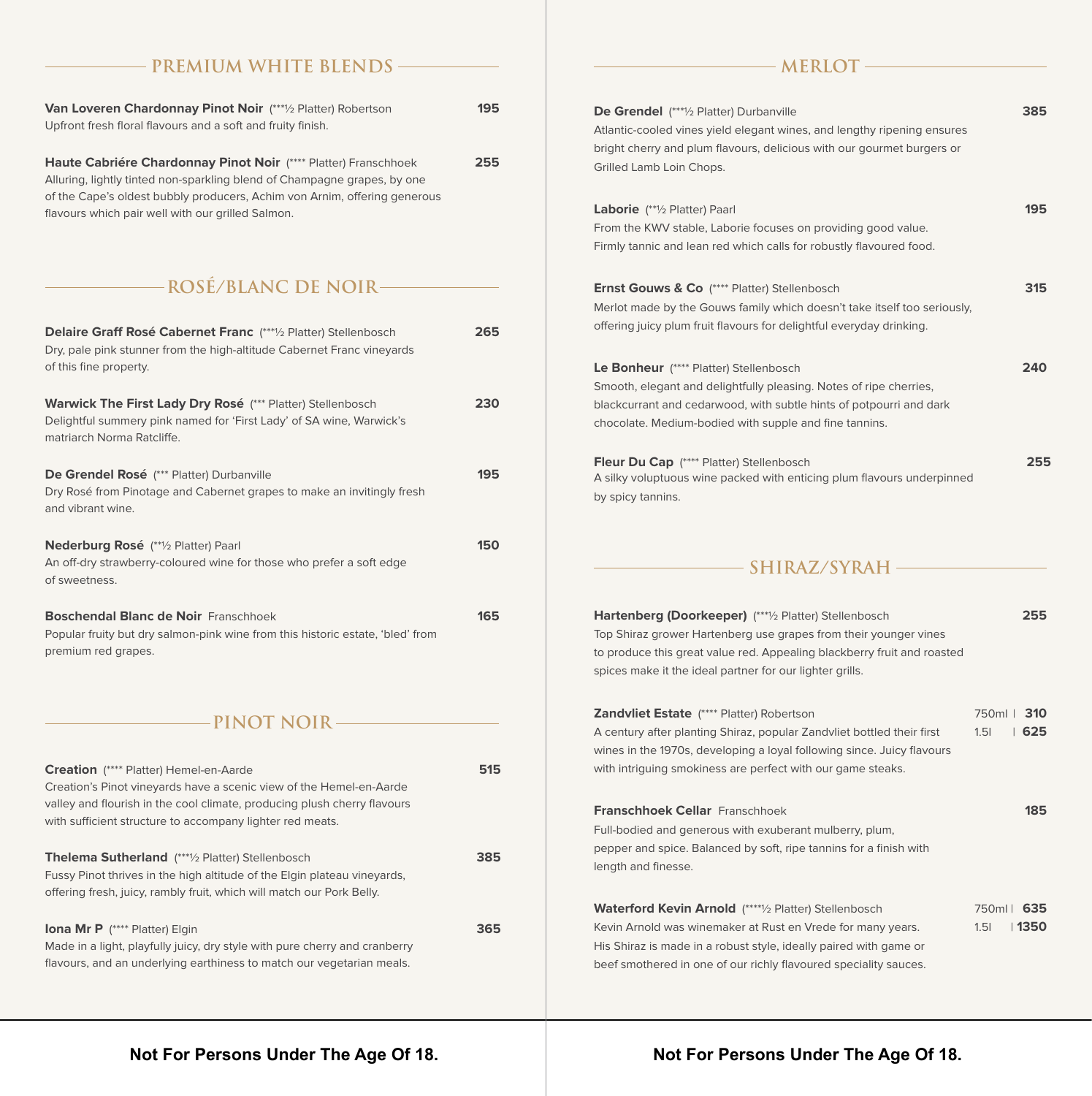## PREMIUM WHITE BLENDS

**Van Loveren Chardonnay Pinot Noir** (***½ Platter) Robertson **195**
Upfront fresh floral flavours and a soft and fruity finish.

**Haute Cabriére Chardonnay Pinot Noir** (**** Platter) Franschhoek **255**
Alluring, lightly tinted non-sparkling blend of Champagne grapes, by one of the Cape's oldest bubbly producers, Achim von Arnim, offering generous flavours which pair well with our grilled Salmon.

## ROSÉ/BLANC DE NOIR

**Delaire Graff Rosé Cabernet Franc** (***½ Platter) Stellenbosch **265**
Dry, pale pink stunner from the high-altitude Cabernet Franc vineyards of this fine property.

**Warwick The First Lady Dry Rosé** (*** Platter) Stellenbosch **230**
Delightful summery pink named for 'First Lady' of SA wine, Warwick's matriarch Norma Ratcliffe.

**De Grendel Rosé** (*** Platter) Durbanville **195**
Dry Rosé from Pinotage and Cabernet grapes to make an invitingly fresh and vibrant wine.

**Nederburg Rosé** (**½ Platter) Paarl **150**
An off-dry strawberry-coloured wine for those who prefer a soft edge of sweetness.

**Boschendal Blanc de Noir** Franschhoek **165**
Popular fruity but dry salmon-pink wine from this historic estate, 'bled' from premium red grapes.

## PINOT NOIR

**Creation** (**** Platter) Hemel-en-Aarde **515**
Creation's Pinot vineyards have a scenic view of the Hemel-en-Aarde valley and flourish in the cool climate, producing plush cherry flavours with sufficient structure to accompany lighter red meats.

**Thelema Sutherland** (***½ Platter) Stellenbosch **385**
Fussy Pinot thrives in the high altitude of the Elgin plateau vineyards, offering fresh, juicy, rambly fruit, which will match our Pork Belly.

**Iona Mr P** (**** Platter) Elgin **365**
Made in a light, playfully juicy, dry style with pure cherry and cranberry flavours, and an underlying earthiness to match our vegetarian meals.

**Not For Persons Under The Age Of 18.**

## MERLOT

**De Grendel** (***½ Platter) Durbanville **385**
Atlantic-cooled vines yield elegant wines, and lengthy ripening ensures bright cherry and plum flavours, delicious with our gourmet burgers or Grilled Lamb Loin Chops.

**Laborie** (**½ Platter) Paarl **195**
From the KWV stable, Laborie focuses on providing good value. Firmly tannic and lean red which calls for robustly flavoured food.

**Ernst Gouws & Co** (**** Platter) Stellenbosch **315**
Merlot made by the Gouws family which doesn't take itself too seriously, offering juicy plum fruit flavours for delightful everyday drinking.

**Le Bonheur** (**** Platter) Stellenbosch **240**
Smooth, elegant and delightfully pleasing. Notes of ripe cherries, blackcurrant and cedarwood, with subtle hints of potpourri and dark chocolate. Medium-bodied with supple and fine tannins.

**Fleur Du Cap** (**** Platter) Stellenbosch **255**
A silky voluptuous wine packed with enticing plum flavours underpinned by spicy tannins.

## SHIRAZ/SYRAH

**Hartenberg (Doorkeeper)** (***½ Platter) Stellenbosch **255**
Top Shiraz grower Hartenberg use grapes from their younger vines to produce this great value red. Appealing blackberry fruit and roasted spices make it the ideal partner for our lighter grills.

**Zandvliet Estate** (**** Platter) Robertson 750ml | **310** 1.5l | **625**
A century after planting Shiraz, popular Zandvliet bottled their first wines in the 1970s, developing a loyal following since. Juicy flavours with intriguing smokiness are perfect with our game steaks.

**Franschhoek Cellar** Franschhoek **185**
Full-bodied and generous with exuberant mulberry, plum, pepper and spice. Balanced by soft, ripe tannins for a finish with length and finesse.

**Waterford Kevin Arnold** (****½ Platter) Stellenbosch 750ml | **635** 1.5l | **1350**
Kevin Arnold was winemaker at Rust en Vrede for many years. His Shiraz is made in a robust style, ideally paired with game or beef smothered in one of our richly flavoured speciality sauces.

**Not For Persons Under The Age Of 18.**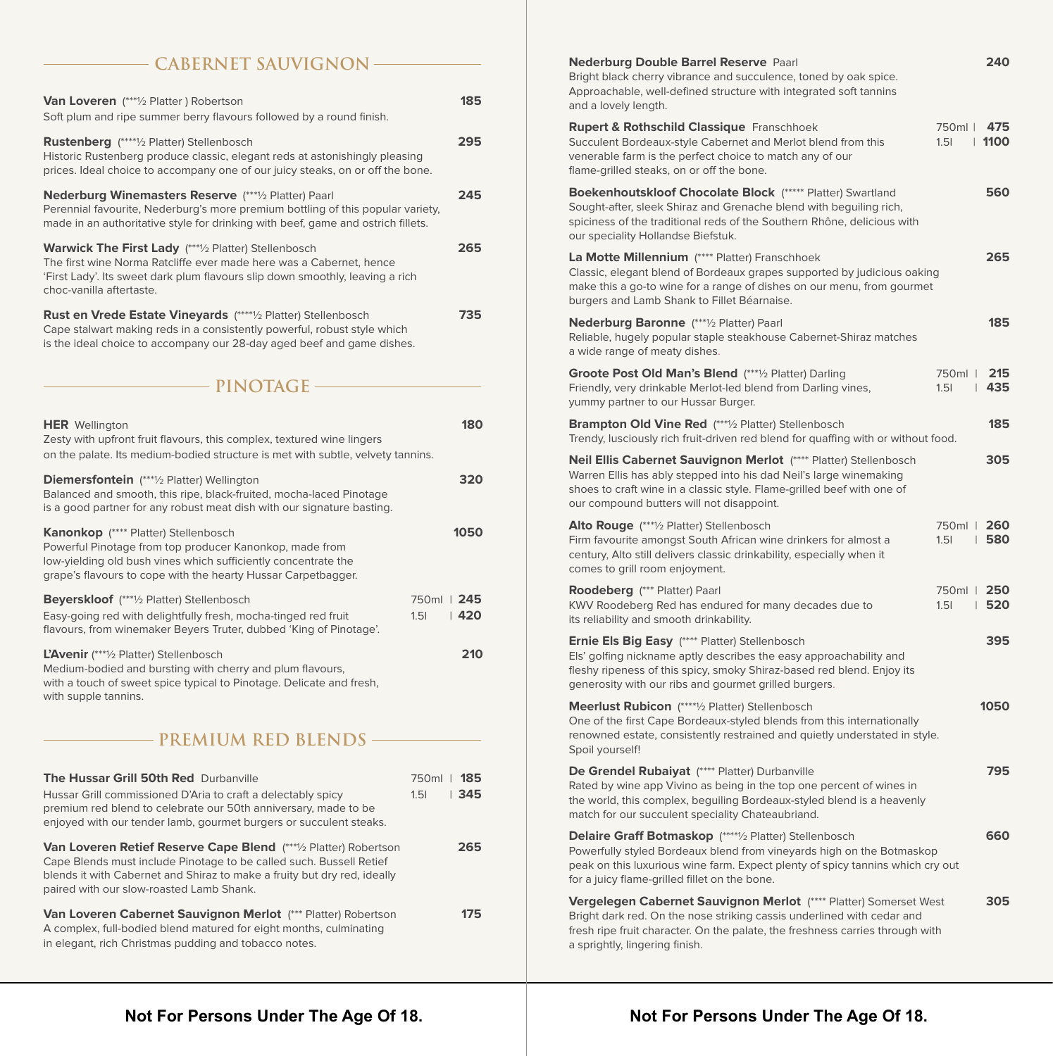## CABERNET SAUVIGNON

**Van Loveren** (***½ Platter ) Robertson — **185**
Soft plum and ripe summer berry flavours followed by a round finish.

**Rustenberg** (****½ Platter) Stellenbosch — **295**
Historic Rustenberg produce classic, elegant reds at astonishingly pleasing prices. Ideal choice to accompany one of our juicy steaks, on or off the bone.

**Nederburg Winemasters Reserve** (***½ Platter) Paarl — **245**
Perennial favourite, Nederburg's more premium bottling of this popular variety, made in an authoritative style for drinking with beef, game and ostrich fillets.

**Warwick The First Lady** (***½ Platter) Stellenbosch — **265**
The first wine Norma Ratcliffe ever made here was a Cabernet, hence 'First Lady'. Its sweet dark plum flavours slip down smoothly, leaving a rich choc-vanilla aftertaste.

**Rust en Vrede Estate Vineyards** (****½ Platter) Stellenbosch — **735**
Cape stalwart making reds in a consistently powerful, robust style which is the ideal choice to accompany our 28-day aged beef and game dishes.

## PINOTAGE

**HER** Wellington — **180**
Zesty with upfront fruit flavours, this complex, textured wine lingers on the palate. Its medium-bodied structure is met with subtle, velvety tannins.

**Diemersfontein** (***½ Platter) Wellington — **320**
Balanced and smooth, this ripe, black-fruited, mocha-laced Pinotage is a good partner for any robust meat dish with our signature basting.

**Kanonkop** (**** Platter) Stellenbosch — **1050**
Powerful Pinotage from top producer Kanonkop, made from low-yielding old bush vines which sufficiently concentrate the grape's flavours to cope with the hearty Hussar Carpetbagger.

**Beyerskloof** (***½ Platter) Stellenbosch — 750ml | **245** — 1.5l | **420**
Easy-going red with delightfully fresh, mocha-tinged red fruit flavours, from winemaker Beyers Truter, dubbed 'King of Pinotage'.

**L'Avenir** (***½ Platter) Stellenbosch — **210**
Medium-bodied and bursting with cherry and plum flavours, with a touch of sweet spice typical to Pinotage. Delicate and fresh, with supple tannins.

## PREMIUM RED BLENDS

**The Hussar Grill 50th Red** Durbanville — 750ml | **185** — 1.5l | **345**
Hussar Grill commissioned D'Aria to craft a delectably spicy premium red blend to celebrate our 50th anniversary, made to be enjoyed with our tender lamb, gourmet burgers or succulent steaks.

**Van Loveren Retief Reserve Cape Blend** (***½ Platter) Robertson — **265**
Cape Blends must include Pinotage to be called such. Bussell Retief blends it with Cabernet and Shiraz to make a fruity but dry red, ideally paired with our slow-roasted Lamb Shank.

**Van Loveren Cabernet Sauvignon Merlot** (*** Platter) Robertson — **175**
A complex, full-bodied blend matured for eight months, culminating in elegant, rich Christmas pudding and tobacco notes.

**Nederburg Double Barrel Reserve** Paarl — **240**
Bright black cherry vibrance and succulence, toned by oak spice. Approachable, well-defined structure with integrated soft tannins and a lovely length.

**Rupert & Rothschild Classique** Franschhoek — 750ml | **475** — 1.5l | **1100**
Succulent Bordeaux-style Cabernet and Merlot blend from this venerable farm is the perfect choice to match any of our flame-grilled steaks, on or off the bone.

**Boekenhoutskloof Chocolate Block** (***** Platter) Swartland — **560**
Sought-after, sleek Shiraz and Grenache blend with beguiling rich, spiciness of the traditional reds of the Southern Rhône, delicious with our speciality Hollandse Biefstuk.

**La Motte Millennium** (**** Platter) Franschhoek — **265**
Classic, elegant blend of Bordeaux grapes supported by judicious oaking make this a go-to wine for a range of dishes on our menu, from gourmet burgers and Lamb Shank to Fillet Béarnaise.

**Nederburg Baronne** (***½ Platter) Paarl — **185**
Reliable, hugely popular staple steakhouse Cabernet-Shiraz matches a wide range of meaty dishes.

**Groote Post Old Man's Blend** (***½ Platter) Darling — 750ml | **215** — 1.5l | **435**
Friendly, very drinkable Merlot-led blend from Darling vines, yummy partner to our Hussar Burger.

**Brampton Old Vine Red** (***½ Platter) Stellenbosch — **185**
Trendy, lusciously rich fruit-driven red blend for quaffing with or without food.

**Neil Ellis Cabernet Sauvignon Merlot** (**** Platter) Stellenbosch — **305**
Warren Ellis has ably stepped into his dad Neil's large winemaking shoes to craft wine in a classic style. Flame-grilled beef with one of our compound butters will not disappoint.

**Alto Rouge** (***½ Platter) Stellenbosch — 750ml | **260** — 1.5l | **580**
Firm favourite amongst South African wine drinkers for almost a century, Alto still delivers classic drinkability, especially when it comes to grill room enjoyment.

**Roodeberg** (*** Platter) Paarl — 750ml | **250** — 1.5l | **520**
KWV Roodeberg Red has endured for many decades due to its reliability and smooth drinkability.

**Ernie Els Big Easy** (**** Platter) Stellenbosch — **395**
Els' golfing nickname aptly describes the easy approachability and fleshy ripeness of this spicy, smoky Shiraz-based red blend. Enjoy its generosity with our ribs and gourmet grilled burgers.

**Meerlust Rubicon** (****½ Platter) Stellenbosch — **1050**
One of the first Cape Bordeaux-styled blends from this internationally renowned estate, consistently restrained and quietly understated in style. Spoil yourself!

**De Grendel Rubaiyat** (**** Platter) Durbanville — **795**
Rated by wine app Vivino as being in the top one percent of wines in the world, this complex, beguiling Bordeaux-styled blend is a heavenly match for our succulent speciality Chateaubriand.

**Delaire Graff Botmaskop** (****½ Platter) Stellenbosch — **660**
Powerfully styled Bordeaux blend from vineyards high on the Botmaskop peak on this luxurious wine farm. Expect plenty of spicy tannins which cry out for a juicy flame-grilled fillet on the bone.

**Vergelegen Cabernet Sauvignon Merlot** (**** Platter) Somerset West — **305**
Bright dark red. On the nose striking cassis underlined with cedar and fresh ripe fruit character. On the palate, the freshness carries through with a sprightly, lingering finish.

**Not For Persons Under The Age Of 18.**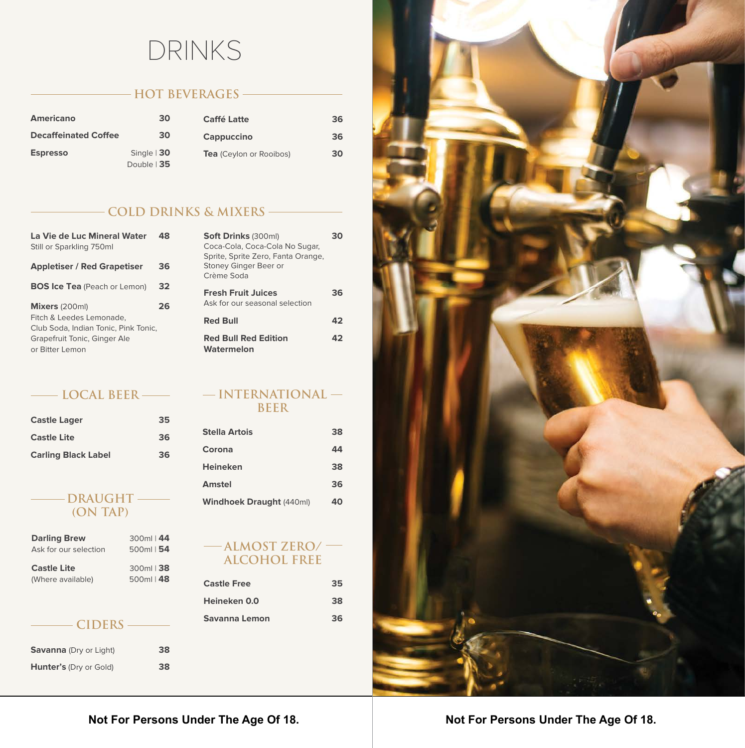# DRINKS

## HOT BEVERAGES

| Item | Price |
|---|---|
| **Americano** | 30 |
| **Decaffeinated Coffee** | 30 |
| **Espresso** | Single \| **30** / Double \| **35** |
| **Caffé Latte** | 36 |
| **Cappuccino** | 36 |
| **Tea** (Ceylon or Rooibos) | 30 |

## COLD DRINKS & MIXERS

| Item | Price |
|---|---|
| **La Vie de Luc Mineral Water** Still or Sparkling 750ml | 48 |
| **Appletiser / Red Grapetiser** | 36 |
| **BOS Ice Tea** (Peach or Lemon) | 32 |
| **Mixers** (200ml) Fitch & Leedes Lemonade, Club Soda, Indian Tonic, Pink Tonic, Grapefruit Tonic, Ginger Ale or Bitter Lemon | 26 |
| **Soft Drinks** (300ml) Coca-Cola, Coca-Cola No Sugar, Sprite, Sprite Zero, Fanta Orange, Stoney Ginger Beer or Crème Soda | 30 |
| **Fresh Fruit Juices** Ask for our seasonal selection | 36 |
| **Red Bull** | 42 |
| **Red Bull Red Edition Watermelon** | 42 |

## LOCAL BEER

| Item | Price |
|---|---|
| **Castle Lager** | 35 |
| **Castle Lite** | 36 |
| **Carling Black Label** | 36 |

## DRAUGHT (ON TAP)

| Item | Price |
|---|---|
| **Darling Brew** Ask for our selection | 300ml \| **44** / 500ml \| **54** |
| **Castle Lite** (Where available) | 300ml \| **38** / 500ml \| **48** |

## CIDERS

| Item | Price |
|---|---|
| **Savanna** (Dry or Light) | 38 |
| **Hunter's** (Dry or Gold) | 38 |

## INTERNATIONAL BEER

| Item | Price |
|---|---|
| **Stella Artois** | 38 |
| **Corona** | 44 |
| **Heineken** | 38 |
| **Amstel** | 36 |
| **Windhoek Draught** (440ml) | 40 |

## ALMOST ZERO/ ALCOHOL FREE

| Item | Price |
|---|---|
| **Castle Free** | 35 |
| **Heineken 0.0** | 38 |
| **Savanna Lemon** | 36 |

**Not For Persons Under The Age Of 18.**

**Not For Persons Under The Age Of 18.**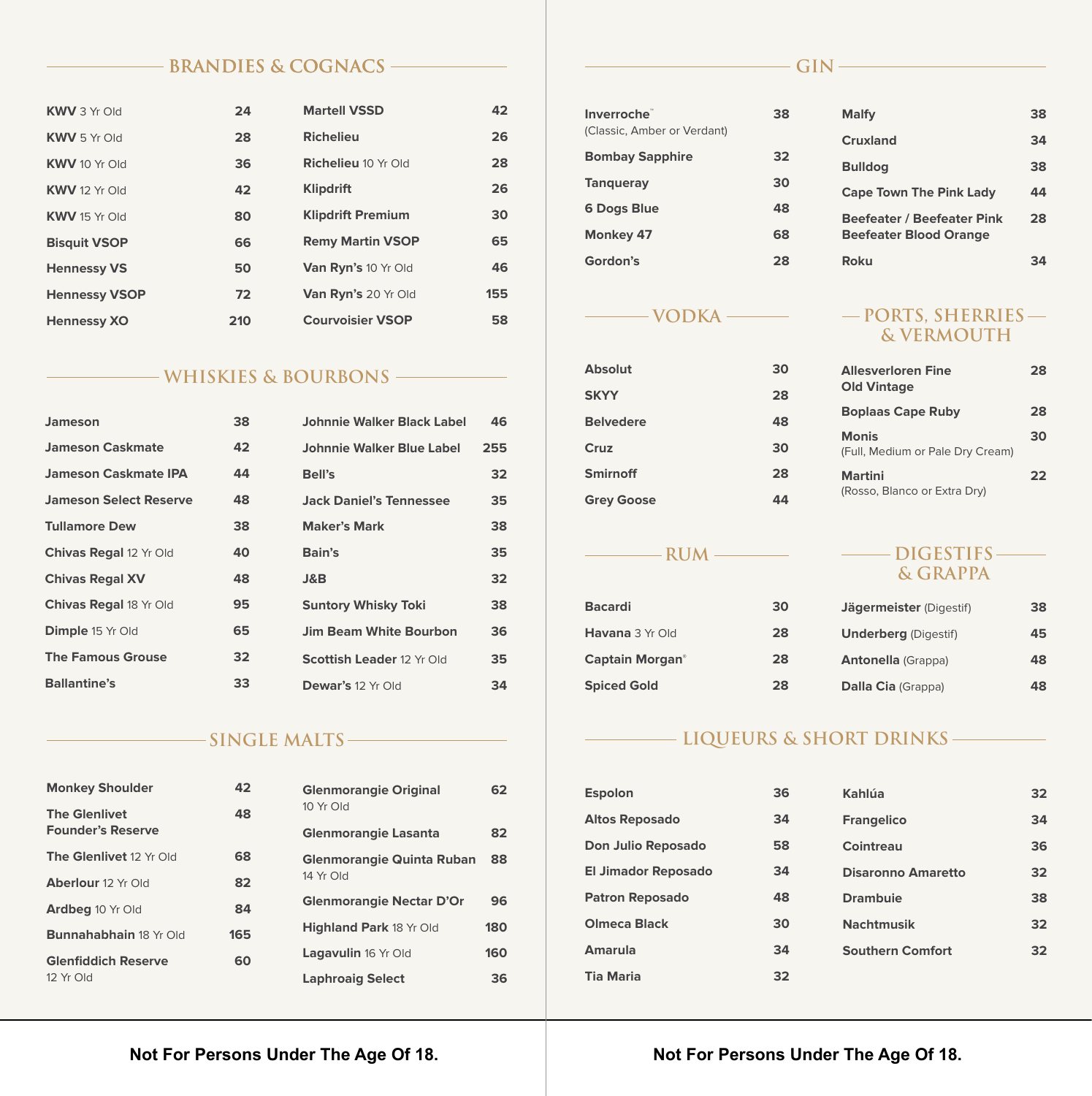## BRANDIES & COGNACS

| Item | Price |
|---|---|
| **KWV** 3 Yr Old | 24 |
| **KWV** 5 Yr Old | 28 |
| **KWV** 10 Yr Old | 36 |
| **KWV** 12 Yr Old | 42 |
| **KWV** 15 Yr Old | 80 |
| **Bisquit VSOP** | 66 |
| **Hennessy VS** | 50 |
| **Hennessy VSOP** | 72 |
| **Hennessy XO** | 210 |
| **Martell VSSD** | 42 |
| **Richelieu** | 26 |
| **Richelieu** 10 Yr Old | 28 |
| **Klipdrift** | 26 |
| **Klipdrift Premium** | 30 |
| **Remy Martin VSOP** | 65 |
| **Van Ryn's** 10 Yr Old | 46 |
| **Van Ryn's** 20 Yr Old | 155 |
| **Courvoisier VSOP** | 58 |

## WHISKIES & BOURBONS

| Item | Price |
|---|---|
| **Jameson** | 38 |
| **Jameson Caskmate** | 42 |
| **Jameson Caskmate IPA** | 44 |
| **Jameson Select Reserve** | 48 |
| **Tullamore Dew** | 38 |
| **Chivas Regal** 12 Yr Old | 40 |
| **Chivas Regal XV** | 48 |
| **Chivas Regal** 18 Yr Old | 95 |
| **Dimple** 15 Yr Old | 65 |
| **The Famous Grouse** | 32 |
| **Ballantine's** | 33 |
| **Johnnie Walker Black Label** | 46 |
| **Johnnie Walker Blue Label** | 255 |
| **Bell's** | 32 |
| **Jack Daniel's Tennessee** | 35 |
| **Maker's Mark** | 38 |
| **Bain's** | 35 |
| **J&B** | 32 |
| **Suntory Whisky Toki** | 38 |
| **Jim Beam White Bourbon** | 36 |
| **Scottish Leader** 12 Yr Old | 35 |
| **Dewar's** 12 Yr Old | 34 |

## SINGLE MALTS

| Item | Price |
|---|---|
| **Monkey Shoulder** | 42 |
| **The Glenlivet Founder's Reserve** | 48 |
| **The Glenlivet** 12 Yr Old | 68 |
| **Aberlour** 12 Yr Old | 82 |
| **Ardbeg** 10 Yr Old | 84 |
| **Bunnahabhain** 18 Yr Old | 165 |
| **Glenfiddich Reserve** 12 Yr Old | 60 |
| **Glenmorangie Original** 10 Yr Old | 62 |
| **Glenmorangie Lasanta** | 82 |
| **Glenmorangie Quinta Ruban** 14 Yr Old | 88 |
| **Glenmorangie Nectar D'Or** | 96 |
| **Highland Park** 18 Yr Old | 180 |
| **Lagavulin** 16 Yr Old | 160 |
| **Laphroaig Select** | 36 |

Not For Persons Under The Age Of 18.

## GIN

| Item | Price |
|---|---|
| **Inverroche™** (Classic, Amber or Verdant) | 38 |
| **Bombay Sapphire** | 32 |
| **Tanqueray** | 30 |
| **6 Dogs Blue** | 48 |
| **Monkey 47** | 68 |
| **Gordon's** | 28 |
| **Malfy** | 38 |
| **Cruxland** | 34 |
| **Bulldog** | 38 |
| **Cape Town The Pink Lady** | 44 |
| **Beefeater / Beefeater Pink Beefeater Blood Orange** | 28 |
| **Roku** | 34 |

## VODKA

| Item | Price |
|---|---|
| **Absolut** | 30 |
| **SKYY** | 28 |
| **Belvedere** | 48 |
| **Cruz** | 30 |
| **Smirnoff** | 28 |
| **Grey Goose** | 44 |

## PORTS, SHERRIES & VERMOUTH

| Item | Price |
|---|---|
| **Allesverloren Fine Old Vintage** | 28 |
| **Boplaas Cape Ruby** | 28 |
| **Monis** (Full, Medium or Pale Dry Cream) | 30 |
| **Martini** (Rosso, Blanco or Extra Dry) | 22 |

## RUM

| Item | Price |
|---|---|
| **Bacardi** | 30 |
| **Havana** 3 Yr Old | 28 |
| **Captain Morgan®** | 28 |
| **Spiced Gold** | 28 |

## DIGESTIFS & GRAPPA

| Item | Price |
|---|---|
| **Jägermeister** (Digestif) | 38 |
| **Underberg** (Digestif) | 45 |
| **Antonella** (Grappa) | 48 |
| **Dalla Cia** (Grappa) | 48 |

## LIQUEURS & SHORT DRINKS

| Item | Price |
|---|---|
| **Espolon** | 36 |
| **Altos Reposado** | 34 |
| **Don Julio Reposado** | 58 |
| **El Jimador Reposado** | 34 |
| **Patron Reposado** | 48 |
| **Olmeca Black** | 30 |
| **Amarula** | 34 |
| **Tia Maria** | 32 |
| **Kahlúa** | 32 |
| **Frangelico** | 34 |
| **Cointreau** | 36 |
| **Disaronno Amaretto** | 32 |
| **Drambuie** | 38 |
| **Nachtmusik** | 32 |
| **Southern Comfort** | 32 |

Not For Persons Under The Age Of 18.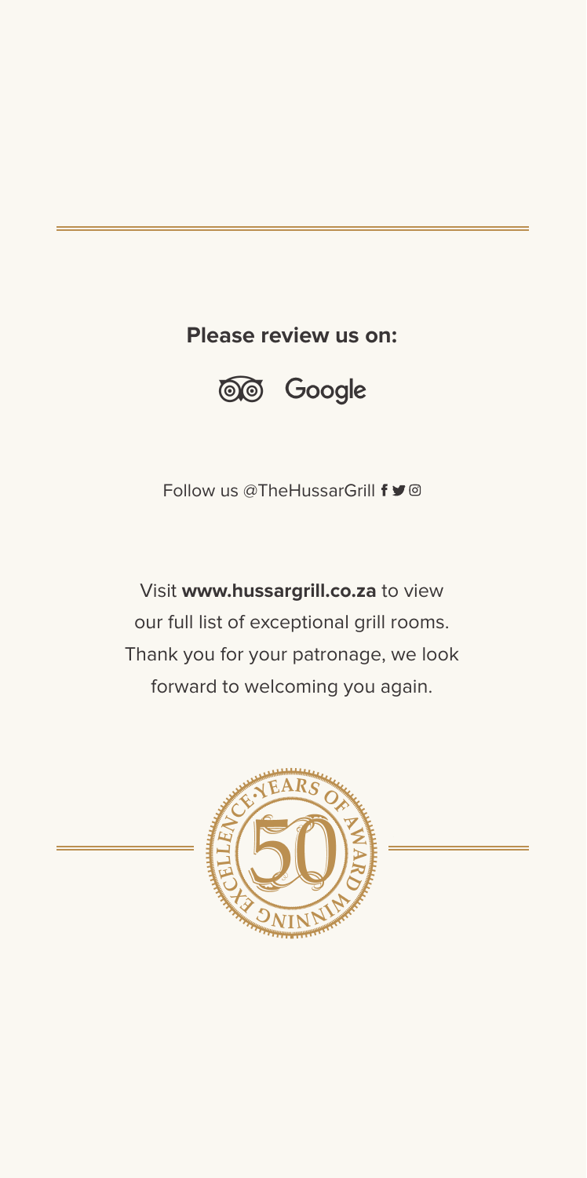**Please review us on:**

Google

Follow us @TheHussarGrill

Visit **www.hussargrill.co.za** to view our full list of exceptional grill rooms. Thank you for your patronage, we look forward to welcoming you again.

50 YEARS OF AWARD WINNING EXCELLENCE